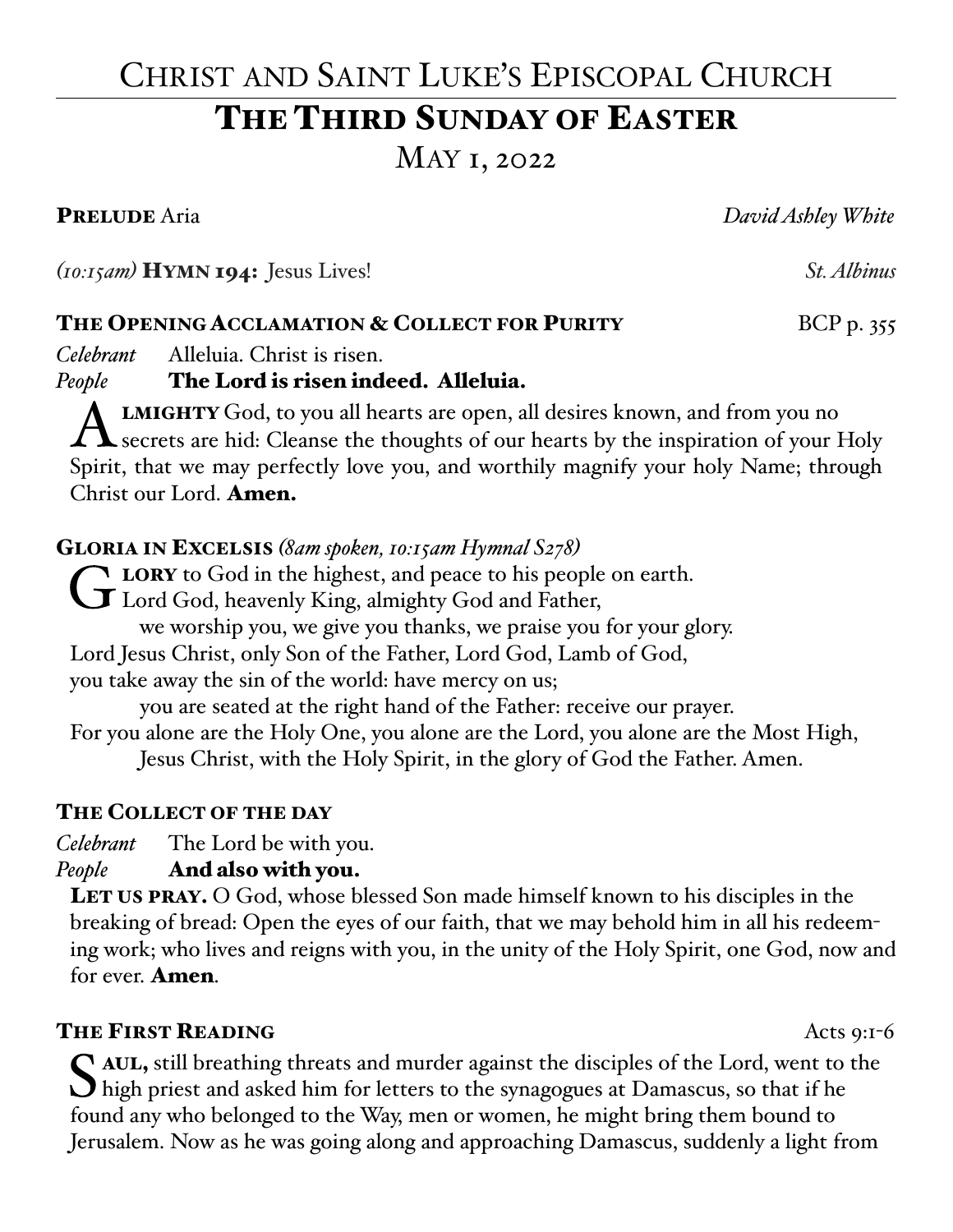# Christ and Saint Luke's Episcopal Church

## The Third Sunday of Easter

May 1, 2022

**Prelude** Aria *David Ashley White*

*(10:15am)* **Hymn 194:** Jesus Lives! *St. Albinus*

**The Opening Acclamation & Collect for Purity** BCP p. 355

*Celebrant* Alleluia. Christ is risen.
*People* **The Lord is risen indeed. Alleluia.**

**Almighty** God, to you all hearts are open, all desires known, and from you no secrets are hid: Cleanse the thoughts of our hearts by the inspiration of your Holy Spirit, that we may perfectly love you, and worthily magnify your holy Name; through Christ our Lord. **Amen.**

**Gloria in Excelsis** *(8am spoken, 10:15am Hymnal S278)*

**Glory** to God in the highest, and peace to his people on earth.
Lord God, heavenly King, almighty God and Father,
we worship you, we give you thanks, we praise you for your glory.
Lord Jesus Christ, only Son of the Father, Lord God, Lamb of God,
you take away the sin of the world: have mercy on us;
you are seated at the right hand of the Father: receive our prayer.
For you alone are the Holy One, you alone are the Lord, you alone are the Most High,
Jesus Christ, with the Holy Spirit, in the glory of God the Father. Amen.

**The Collect of the day**

*Celebrant* The Lord be with you.
*People* **And also with you.**

**Let us pray.** O God, whose blessed Son made himself known to his disciples in the breaking of bread: Open the eyes of our faith, that we may behold him in all his redeeming work; who lives and reigns with you, in the unity of the Holy Spirit, one God, now and for ever. **Amen**.

**The First Reading** Acts 9:1-6

**Saul,** still breathing threats and murder against the disciples of the Lord, went to the high priest and asked him for letters to the synagogues at Damascus, so that if he found any who belonged to the Way, men or women, he might bring them bound to Jerusalem. Now as he was going along and approaching Damascus, suddenly a light from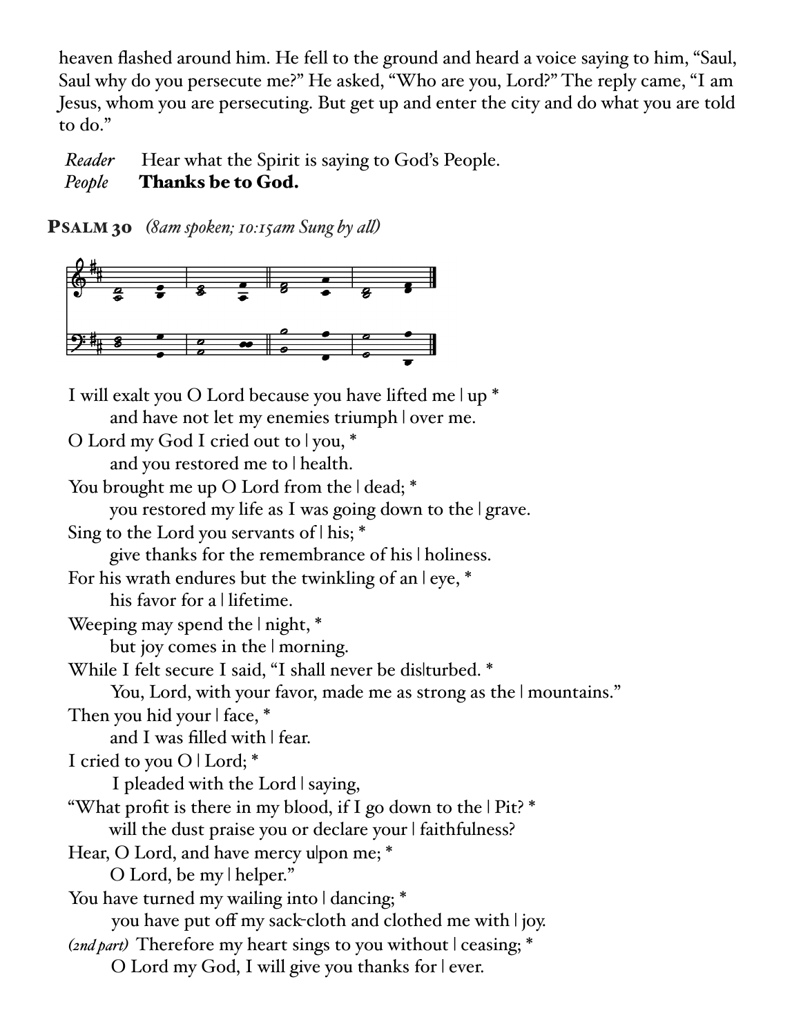heaven flashed around him. He fell to the ground and heard a voice saying to him, "Saul, Saul why do you persecute me?" He asked, "Who are you, Lord?" The reply came, "I am Jesus, whom you are persecuting. But get up and enter the city and do what you are told to do."

*Reader* Hear what the Spirit is saying to God's People.
*People* **Thanks be to God.**

**Psalm 30** *(8am spoken; 10:15am Sung by all)*

I will exalt you O Lord because you have lifted me | up *
  and have not let my enemies triumph | over me.
O Lord my God I cried out to | you, *
  and you restored me to | health.
You brought me up O Lord from the | dead; *
  you restored my life as I was going down to the | grave.
Sing to the Lord you servants of | his; *
  give thanks for the remembrance of his | holiness.
For his wrath endures but the twinkling of an | eye, *
  his favor for a | lifetime.
Weeping may spend the | night, *
  but joy comes in the | morning.
While I felt secure I said, "I shall never be dis|turbed. *
  You, Lord, with your favor, made me as strong as the | mountains."
Then you hid your | face, *
  and I was filled with | fear.
I cried to you O | Lord; *
  I pleaded with the Lord | saying,
"What profit is there in my blood, if I go down to the | Pit? *
  will the dust praise you or declare your | faithfulness?
Hear, O Lord, and have mercy u|pon me; *
  O Lord, be my | helper."
You have turned my wailing into | dancing; *
  you have put off my sack-cloth and clothed me with | joy.
*(2nd part)* Therefore my heart sings to you without | ceasing; *
  O Lord my God, I will give you thanks for | ever.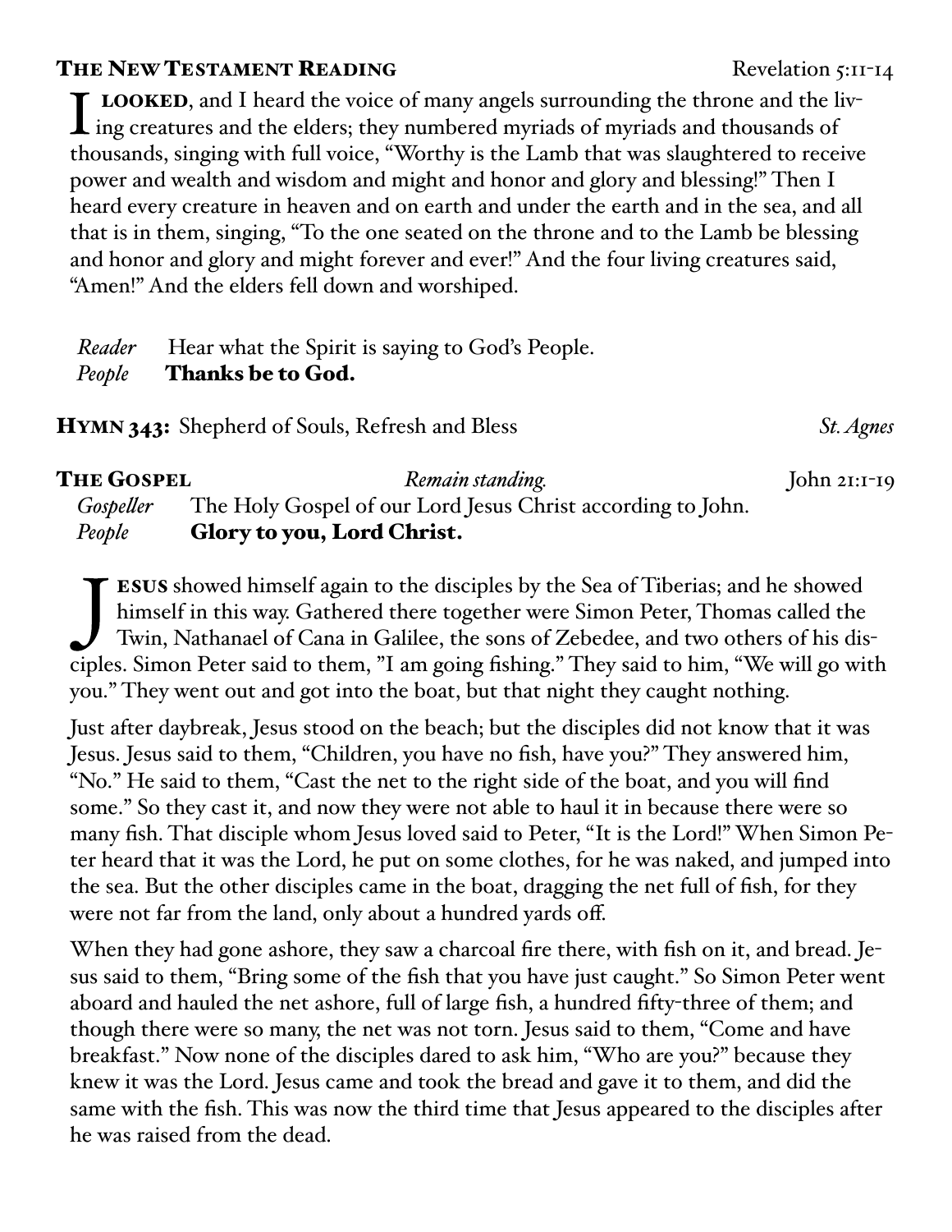## The New Testament Reading — Revelation 5:11-14

**I looked**, and I heard the voice of many angels surrounding the throne and the living creatures and the elders; they numbered myriads of myriads and thousands of thousands, singing with full voice, “Worthy is the Lamb that was slaughtered to receive power and wealth and wisdom and might and honor and glory and blessing!” Then I heard every creature in heaven and on earth and under the earth and in the sea, and all that is in them, singing, “To the one seated on the throne and to the Lamb be blessing and honor and glory and might forever and ever!” And the four living creatures said, “Amen!” And the elders fell down and worshiped.

*Reader* Hear what the Spirit is saying to God’s People.
*People* **Thanks be to God.**

**Hymn 343:** Shepherd of Souls, Refresh and Bless — *St. Agnes*

## The Gospel — *Remain standing.* — John 21:1-19

*Gospeller* The Holy Gospel of our Lord Jesus Christ according to John.
*People* **Glory to you, Lord Christ.**

**Jesus** showed himself again to the disciples by the Sea of Tiberias; and he showed himself in this way. Gathered there together were Simon Peter, Thomas called the Twin, Nathanael of Cana in Galilee, the sons of Zebedee, and two others of his disciples. Simon Peter said to them, "I am going fishing." They said to him, “We will go with you.” They went out and got into the boat, but that night they caught nothing.

Just after daybreak, Jesus stood on the beach; but the disciples did not know that it was Jesus. Jesus said to them, “Children, you have no fish, have you?” They answered him, “No.” He said to them, “Cast the net to the right side of the boat, and you will find some.” So they cast it, and now they were not able to haul it in because there were so many fish. That disciple whom Jesus loved said to Peter, “It is the Lord!” When Simon Peter heard that it was the Lord, he put on some clothes, for he was naked, and jumped into the sea. But the other disciples came in the boat, dragging the net full of fish, for they were not far from the land, only about a hundred yards off.

When they had gone ashore, they saw a charcoal fire there, with fish on it, and bread. Jesus said to them, “Bring some of the fish that you have just caught.” So Simon Peter went aboard and hauled the net ashore, full of large fish, a hundred fifty-three of them; and though there were so many, the net was not torn. Jesus said to them, “Come and have breakfast.” Now none of the disciples dared to ask him, “Who are you?” because they knew it was the Lord. Jesus came and took the bread and gave it to them, and did the same with the fish. This was now the third time that Jesus appeared to the disciples after he was raised from the dead.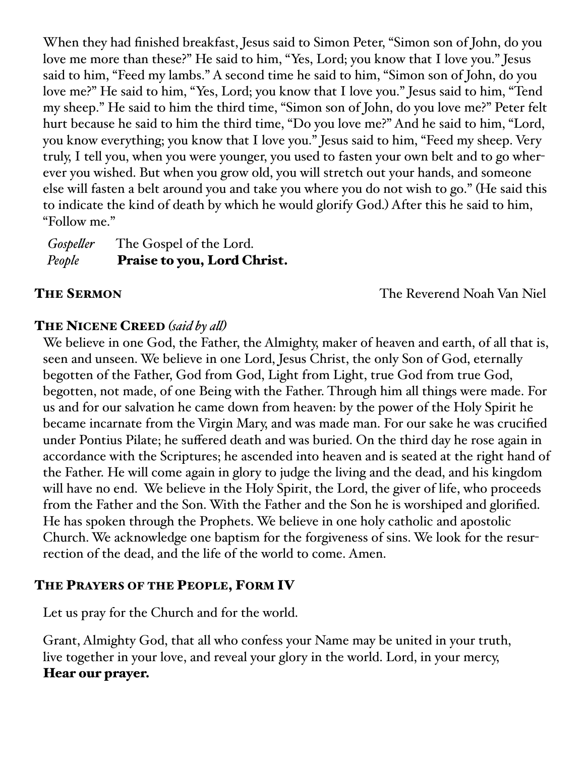When they had finished breakfast, Jesus said to Simon Peter, "Simon son of John, do you love me more than these?" He said to him, "Yes, Lord; you know that I love you." Jesus said to him, "Feed my lambs." A second time he said to him, "Simon son of John, do you love me?" He said to him, "Yes, Lord; you know that I love you." Jesus said to him, "Tend my sheep." He said to him the third time, "Simon son of John, do you love me?" Peter felt hurt because he said to him the third time, "Do you love me?" And he said to him, "Lord, you know everything; you know that I love you." Jesus said to him, "Feed my sheep. Very truly, I tell you, when you were younger, you used to fasten your own belt and to go wherever you wished. But when you grow old, you will stretch out your hands, and someone else will fasten a belt around you and take you where you do not wish to go." (He said this to indicate the kind of death by which he would glorify God.) After this he said to him, "Follow me."

*Gospeller* The Gospel of the Lord.
*People* **Praise to you, Lord Christ.**

**THE SERMON** The Reverend Noah Van Niel

**THE NICENE CREED** *(said by all)*

We believe in one God, the Father, the Almighty, maker of heaven and earth, of all that is, seen and unseen. We believe in one Lord, Jesus Christ, the only Son of God, eternally begotten of the Father, God from God, Light from Light, true God from true God, begotten, not made, of one Being with the Father. Through him all things were made. For us and for our salvation he came down from heaven: by the power of the Holy Spirit he became incarnate from the Virgin Mary, and was made man. For our sake he was crucified under Pontius Pilate; he suffered death and was buried. On the third day he rose again in accordance with the Scriptures; he ascended into heaven and is seated at the right hand of the Father. He will come again in glory to judge the living and the dead, and his kingdom will have no end. We believe in the Holy Spirit, the Lord, the giver of life, who proceeds from the Father and the Son. With the Father and the Son he is worshiped and glorified. He has spoken through the Prophets. We believe in one holy catholic and apostolic Church. We acknowledge one baptism for the forgiveness of sins. We look for the resurrection of the dead, and the life of the world to come. Amen.

**THE PRAYERS OF THE PEOPLE, FORM IV**

Let us pray for the Church and for the world.

Grant, Almighty God, that all who confess your Name may be united in your truth, live together in your love, and reveal your glory in the world. Lord, in your mercy,
**Hear our prayer.**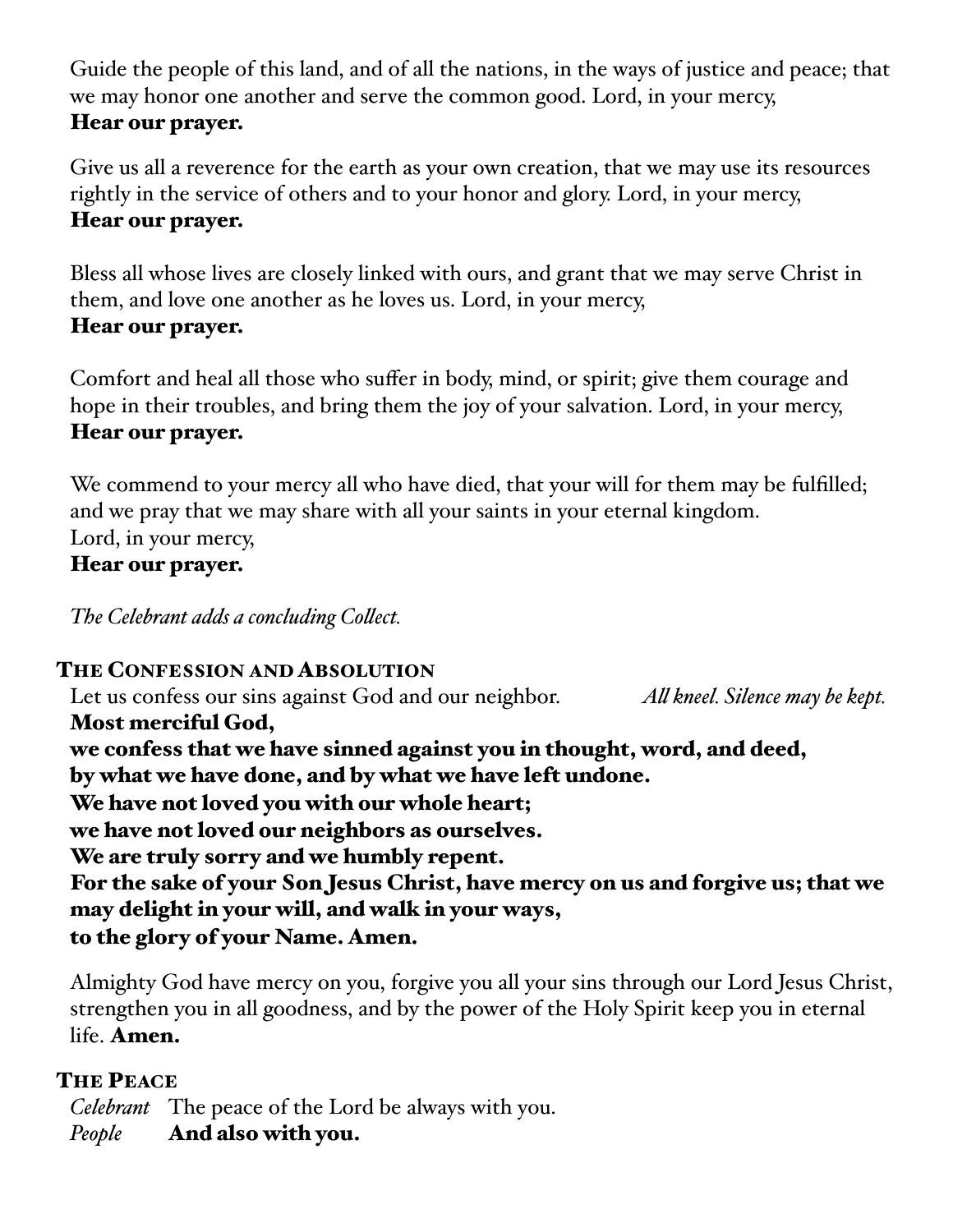Guide the people of this land, and of all the nations, in the ways of justice and peace; that we may honor one another and serve the common good. Lord, in your mercy,
**Hear our prayer.**

Give us all a reverence for the earth as your own creation, that we may use its resources rightly in the service of others and to your honor and glory. Lord, in your mercy,
**Hear our prayer.**

Bless all whose lives are closely linked with ours, and grant that we may serve Christ in them, and love one another as he loves us. Lord, in your mercy,
**Hear our prayer.**

Comfort and heal all those who suffer in body, mind, or spirit; give them courage and hope in their troubles, and bring them the joy of your salvation. Lord, in your mercy,
**Hear our prayer.**

We commend to your mercy all who have died, that your will for them may be fulfilled; and we pray that we may share with all your saints in your eternal kingdom.
Lord, in your mercy,
**Hear our prayer.**

*The Celebrant adds a concluding Collect.*

## The Confession and Absolution

Let us confess our sins against God and our neighbor. *All kneel. Silence may be kept.*

**Most merciful God,**
**we confess that we have sinned against you in thought, word, and deed,**
**by what we have done, and by what we have left undone.**
**We have not loved you with our whole heart;**
**we have not loved our neighbors as ourselves.**
**We are truly sorry and we humbly repent.**
**For the sake of your Son Jesus Christ, have mercy on us and forgive us; that we may delight in your will, and walk in your ways,**
**to the glory of your Name. Amen.**

Almighty God have mercy on you, forgive you all your sins through our Lord Jesus Christ, strengthen you in all goodness, and by the power of the Holy Spirit keep you in eternal life. **Amen.**

## The Peace

*Celebrant* The peace of the Lord be always with you.
*People* **And also with you.**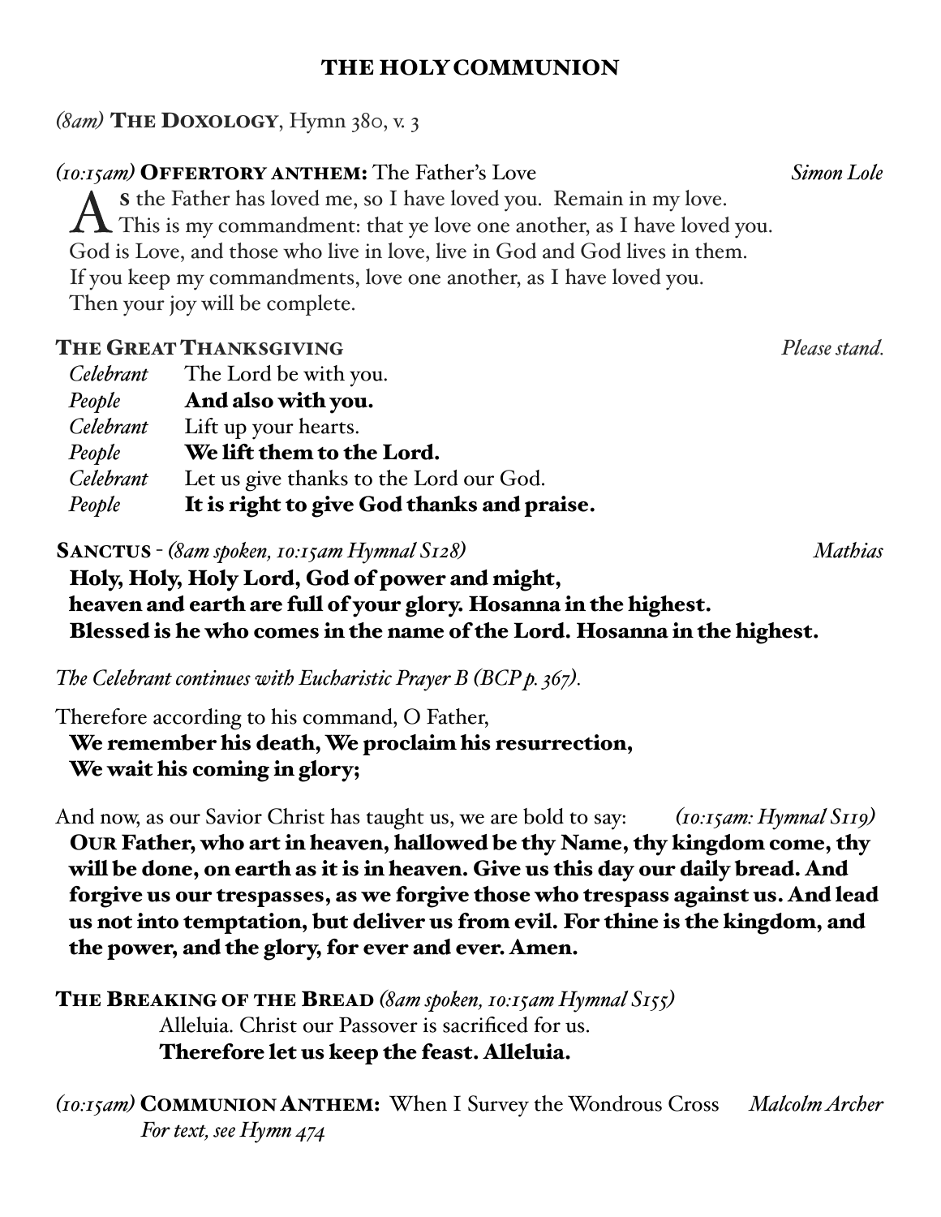# THE HOLY COMMUNION

*(8am)* **THE DOXOLOGY**, Hymn 380, v. 3

*(10:15am)* **OFFERTORY ANTHEM:** The Father's Love *Simon Lole*

As the Father has loved me, so I have loved you. Remain in my love.
This is my commandment: that ye love one another, as I have loved you.
God is Love, and those who live in love, live in God and God lives in them.
If you keep my commandments, love one another, as I have loved you.
Then your joy will be complete.

**THE GREAT THANKSGIVING** *Please stand.*

*Celebrant* The Lord be with you.
*People* **And also with you.**
*Celebrant* Lift up your hearts.
*People* **We lift them to the Lord.**
*Celebrant* Let us give thanks to the Lord our God.
*People* **It is right to give God thanks and praise.**

**SANCTUS** - *(8am spoken, 10:15am Hymnal S128)* *Mathias*

**Holy, Holy, Holy Lord, God of power and might,**
**heaven and earth are full of your glory. Hosanna in the highest.**
**Blessed is he who comes in the name of the Lord. Hosanna in the highest.**

*The Celebrant continues with Eucharistic Prayer B (BCP p. 367).*

Therefore according to his command, O Father,
**We remember his death, We proclaim his resurrection,**
**We wait his coming in glory;**

And now, as our Savior Christ has taught us, we are bold to say: *(10:15am: Hymnal S119)*

**OUR Father, who art in heaven, hallowed be thy Name, thy kingdom come, thy will be done, on earth as it is in heaven. Give us this day our daily bread. And forgive us our trespasses, as we forgive those who trespass against us. And lead us not into temptation, but deliver us from evil. For thine is the kingdom, and the power, and the glory, for ever and ever. Amen.**

**THE BREAKING OF THE BREAD** *(8am spoken, 10:15am Hymnal S155)*

Alleluia. Christ our Passover is sacrificed for us.
**Therefore let us keep the feast. Alleluia.**

*(10:15am)* **COMMUNION ANTHEM:** When I Survey the Wondrous Cross *Malcolm Archer*
*For text, see Hymn 474*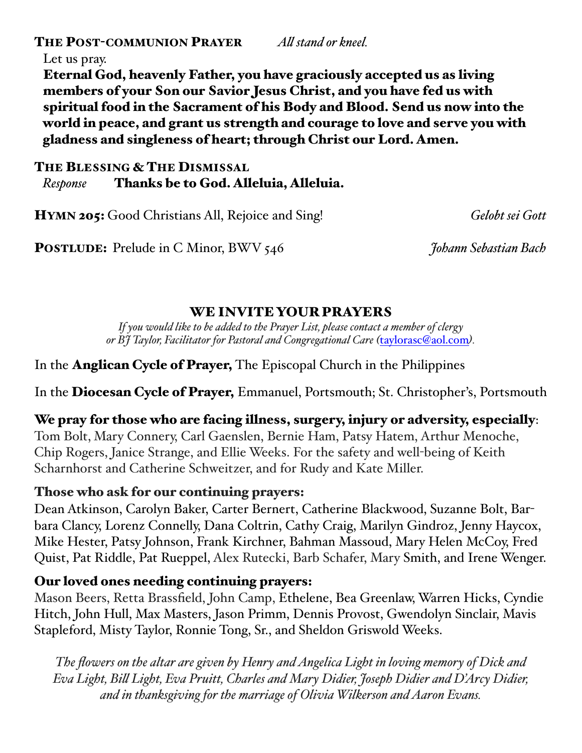**The Post-communion Prayer** *All stand or kneel.*

Let us pray.

**Eternal God, heavenly Father, you have graciously accepted us as living members of your Son our Savior Jesus Christ, and you have fed us with spiritual food in the Sacrament of his Body and Blood. Send us now into the world in peace, and grant us strength and courage to love and serve you with gladness and singleness of heart; through Christ our Lord. Amen.**

**The Blessing & The Dismissal**

*Response* **Thanks be to God. Alleluia, Alleluia.**

**Hymn 205:** Good Christians All, Rejoice and Sing! *Gelobt sei Gott*

**Postlude:** Prelude in C Minor, BWV 546 *Johann Sebastian Bach*

## WE INVITE YOUR PRAYERS

*If you would like to be added to the Prayer List, please contact a member of clergy or BJ Taylor, Facilitator for Pastoral and Congregational Care (taylorasc@aol.com).*

In the **Anglican Cycle of Prayer,** The Episcopal Church in the Philippines

In the **Diocesan Cycle of Prayer,** Emmanuel, Portsmouth; St. Christopher's, Portsmouth

**We pray for those who are facing illness, surgery, injury or adversity, especially**:
Tom Bolt, Mary Connery, Carl Gaenslen, Bernie Ham, Patsy Hatem, Arthur Menoche, Chip Rogers, Janice Strange, and Ellie Weeks. For the safety and well-being of Keith Scharnhorst and Catherine Schweitzer, and for Rudy and Kate Miller.

**Those who ask for our continuing prayers:**
Dean Atkinson, Carolyn Baker, Carter Bernert, Catherine Blackwood, Suzanne Bolt, Barbara Clancy, Lorenz Connelly, Dana Coltrin, Cathy Craig, Marilyn Gindroz, Jenny Haycox, Mike Hester, Patsy Johnson, Frank Kirchner, Bahman Massoud, Mary Helen McCoy, Fred Quist, Pat Riddle, Pat Rueppel, Alex Rutecki, Barb Schafer, Mary Smith, and Irene Wenger.

**Our loved ones needing continuing prayers:**
Mason Beers, Retta Brassfield, John Camp, Ethelene, Bea Greenlaw, Warren Hicks, Cyndie Hitch, John Hull, Max Masters, Jason Primm, Dennis Provost, Gwendolyn Sinclair, Mavis Stapleford, Misty Taylor, Ronnie Tong, Sr., and Sheldon Griswold Weeks.

*The flowers on the altar are given by Henry and Angelica Light in loving memory of Dick and Eva Light, Bill Light, Eva Pruitt, Charles and Mary Didier, Joseph Didier and D'Arcy Didier, and in thanksgiving for the marriage of Olivia Wilkerson and Aaron Evans.*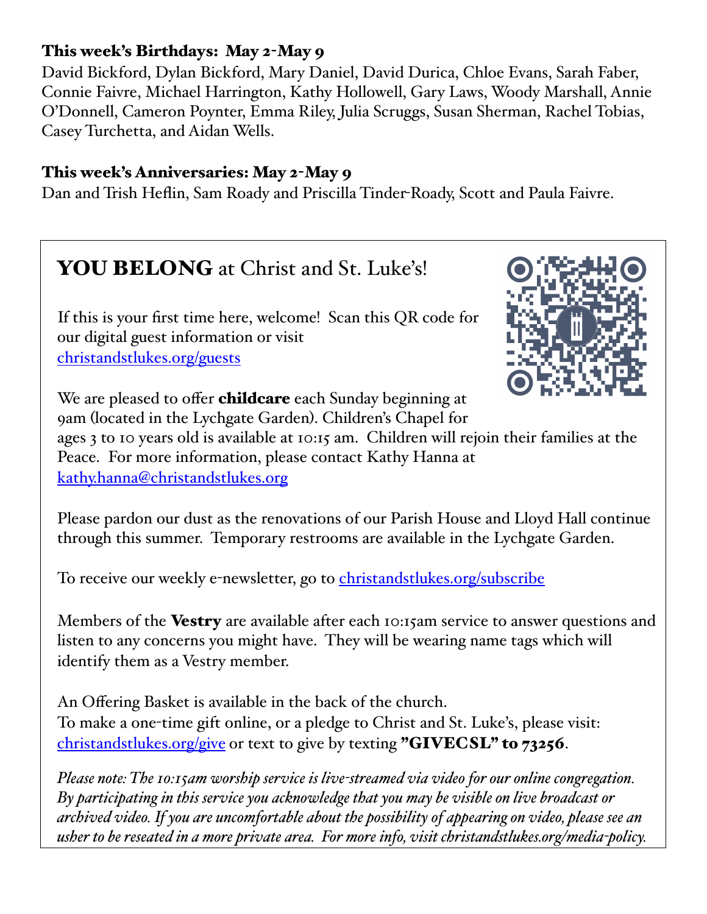**This week's Birthdays: May 2-May 9**

David Bickford, Dylan Bickford, Mary Daniel, David Durica, Chloe Evans, Sarah Faber, Connie Faivre, Michael Harrington, Kathy Hollowell, Gary Laws, Woody Marshall, Annie O'Donnell, Cameron Poynter, Emma Riley, Julia Scruggs, Susan Sherman, Rachel Tobias, Casey Turchetta, and Aidan Wells.

**This week's Anniversaries: May 2-May 9**

Dan and Trish Heflin, Sam Roady and Priscilla Tinder-Roady, Scott and Paula Faivre.

## **YOU BELONG** at Christ and St. Luke's!

If this is your first time here, welcome! Scan this QR code for our digital guest information or visit christandstlukes.org/guests

We are pleased to offer **childcare** each Sunday beginning at 9am (located in the Lychgate Garden). Children's Chapel for ages 3 to 10 years old is available at 10:15 am. Children will rejoin their families at the Peace. For more information, please contact Kathy Hanna at kathy.hanna@christandstlukes.org

Please pardon our dust as the renovations of our Parish House and Lloyd Hall continue through this summer. Temporary restrooms are available in the Lychgate Garden.

To receive our weekly e-newsletter, go to christandstlukes.org/subscribe

Members of the **Vestry** are available after each 10:15am service to answer questions and listen to any concerns you might have. They will be wearing name tags which will identify them as a Vestry member.

An Offering Basket is available in the back of the church.
To make a one-time gift online, or a pledge to Christ and St. Luke's, please visit: christandstlukes.org/give or text to give by texting **"GIVECSL" to 73256**.

*Please note: The 10:15am worship service is live-streamed via video for our online congregation. By participating in this service you acknowledge that you may be visible on live broadcast or archived video. If you are uncomfortable about the possibility of appearing on video, please see an usher to be reseated in a more private area. For more info, visit christandstlukes.org/media-policy.*